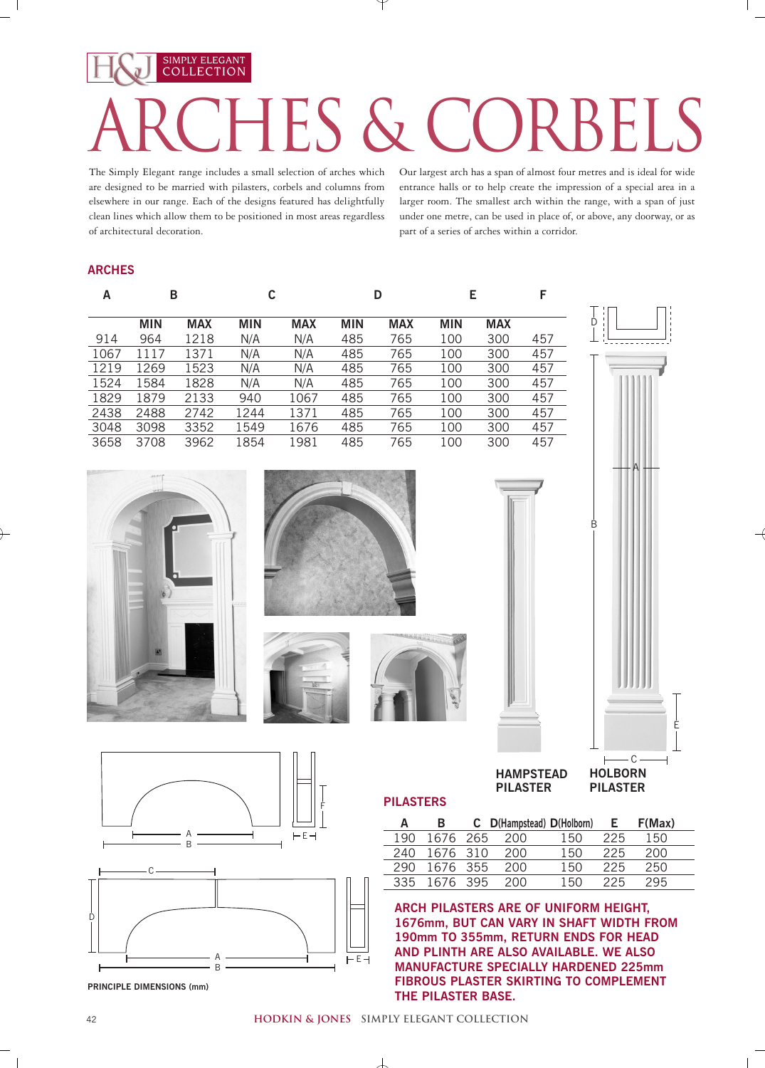H&J SIMPLY ELEGANT COLLECTION

# ARCHES & CORBELS

The Simply Elegant range includes a small selection of arches which are designed to be married with pilasters, corbels and columns from elsewhere in our range. Each of the designs featured has delightfully clean lines which allow them to be positioned in most areas regardless of architectural decoration.

Our largest arch has a span of almost four metres and is ideal for wide entrance halls or to help create the impression of a special area in a larger room. The smallest arch within the range, with a span of just under one metre, can be used in place of, or above, any doorway, or as part of a series of arches within a corridor.

## ARCHES

| A | B | | C | | D | | E | | F |
|---|---|---|---|---|---|---|---|---|---|
| | MIN | MAX | MIN | MAX | MIN | MAX | MIN | MAX | |
| 914 | 964 | 1218 | N/A | N/A | 485 | 765 | 100 | 300 | 457 |
| 1067 | 1117 | 1371 | N/A | N/A | 485 | 765 | 100 | 300 | 457 |
| 1219 | 1269 | 1523 | N/A | N/A | 485 | 765 | 100 | 300 | 457 |
| 1524 | 1584 | 1828 | N/A | N/A | 485 | 765 | 100 | 300 | 457 |
| 1829 | 1879 | 2133 | 940 | 1067 | 485 | 765 | 100 | 300 | 457 |
| 2438 | 2488 | 2742 | 1244 | 1371 | 485 | 765 | 100 | 300 | 457 |
| 3048 | 3098 | 3352 | 1549 | 1676 | 485 | 765 | 100 | 300 | 457 |
| 3658 | 3708 | 3962 | 1854 | 1981 | 485 | 765 | 100 | 300 | 457 |

PRINCIPLE DIMENSIONS (mm)

HAMPSTEAD PILASTER

HOLBORN PILASTER

## PILASTERS

| A | B | C | D(Hampstead) | D(Holborn) | E | F(Max) |
|---|---|---|---|---|---|---|
| 190 | 1676 | 265 | 200 | 150 | 225 | 150 |
| 240 | 1676 | 310 | 200 | 150 | 225 | 200 |
| 290 | 1676 | 355 | 200 | 150 | 225 | 250 |
| 335 | 1676 | 395 | 200 | 150 | 225 | 295 |

**ARCH PILASTERS ARE OF UNIFORM HEIGHT, 1676mm, BUT CAN VARY IN SHAFT WIDTH FROM 190mm TO 355mm, RETURN ENDS FOR HEAD AND PLINTH ARE ALSO AVAILABLE. WE ALSO MANUFACTURE SPECIALLY HARDENED 225mm FIBROUS PLASTER SKIRTING TO COMPLEMENT THE PILASTER BASE.**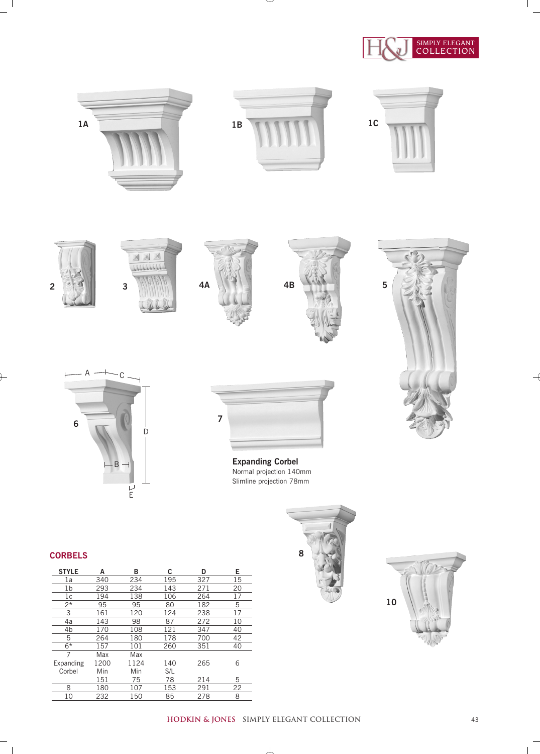1A

1B

1C

2

3

4A

4B

5

A C

6

D

B

E

7

**Expanding Corbel**
Normal projection 140mm
Slimline projection 78mm

8

10

## CORBELS

| STYLE | A | B | C | D | E |
|---|---|---|---|---|---|
| 1a | 340 | 234 | 195 | 327 | 15 |
| 1b | 293 | 234 | 143 | 271 | 20 |
| 1c | 194 | 138 | 106 | 264 | 17 |
| 2* | 95 | 95 | 80 | 182 | 5 |
| 3 | 161 | 120 | 124 | 238 | 17 |
| 4a | 143 | 98 | 87 | 272 | 10 |
| 4b | 170 | 108 | 121 | 347 | 40 |
| 5 | 264 | 180 | 178 | 700 | 42 |
| 6* | 157 | 101 | 260 | 351 | 40 |
| 7 Expanding Corbel | Max 1200 Min 151 | Max 1124 Min 75 | 140 S/L 78 | 265 214 | 6 5 |
| 8 | 180 | 107 | 153 | 291 | 22 |
| 10 | 232 | 150 | 85 | 278 | 8 |